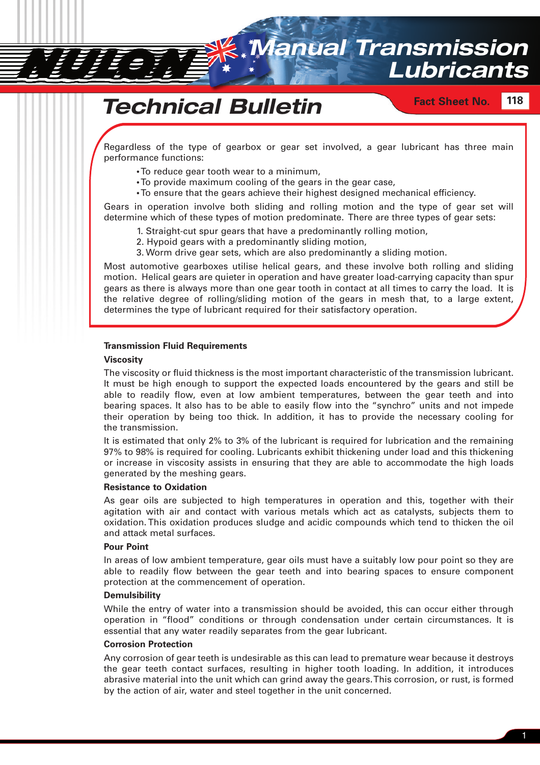# Manual Transmission Lubricants

## Technical Bulletin

Fact Sheet No. 118

Regardless of the type of gearbox or gear set involved, a gear lubricant has three main performance functions:

- To reduce gear tooth wear to a minimum,
- To provide maximum cooling of the gears in the gear case,
- To ensure that the gears achieve their highest designed mechanical efficiency.

Gears in operation involve both sliding and rolling motion and the type of gear set will determine which of these types of motion predominate. There are three types of gear sets:

1. Straight-cut spur gears that have a predominantly rolling motion,
2. Hypoid gears with a predominantly sliding motion,
3. Worm drive gear sets, which are also predominantly a sliding motion.

Most automotive gearboxes utilise helical gears, and these involve both rolling and sliding motion. Helical gears are quieter in operation and have greater load-carrying capacity than spur gears as there is always more than one gear tooth in contact at all times to carry the load. It is the relative degree of rolling/sliding motion of the gears in mesh that, to a large extent, determines the type of lubricant required for their satisfactory operation.

### Transmission Fluid Requirements

#### Viscosity

The viscosity or fluid thickness is the most important characteristic of the transmission lubricant. It must be high enough to support the expected loads encountered by the gears and still be able to readily flow, even at low ambient temperatures, between the gear teeth and into bearing spaces. It also has to be able to easily flow into the "synchro" units and not impede their operation by being too thick. In addition, it has to provide the necessary cooling for the transmission.

It is estimated that only 2% to 3% of the lubricant is required for lubrication and the remaining 97% to 98% is required for cooling. Lubricants exhibit thickening under load and this thickening or increase in viscosity assists in ensuring that they are able to accommodate the high loads generated by the meshing gears.

#### Resistance to Oxidation

As gear oils are subjected to high temperatures in operation and this, together with their agitation with air and contact with various metals which act as catalysts, subjects them to oxidation. This oxidation produces sludge and acidic compounds which tend to thicken the oil and attack metal surfaces.

#### Pour Point

In areas of low ambient temperature, gear oils must have a suitably low pour point so they are able to readily flow between the gear teeth and into bearing spaces to ensure component protection at the commencement of operation.

#### Demulsibility

While the entry of water into a transmission should be avoided, this can occur either through operation in "flood" conditions or through condensation under certain circumstances. It is essential that any water readily separates from the gear lubricant.

#### Corrosion Protection

Any corrosion of gear teeth is undesirable as this can lead to premature wear because it destroys the gear teeth contact surfaces, resulting in higher tooth loading. In addition, it introduces abrasive material into the unit which can grind away the gears. This corrosion, or rust, is formed by the action of air, water and steel together in the unit concerned.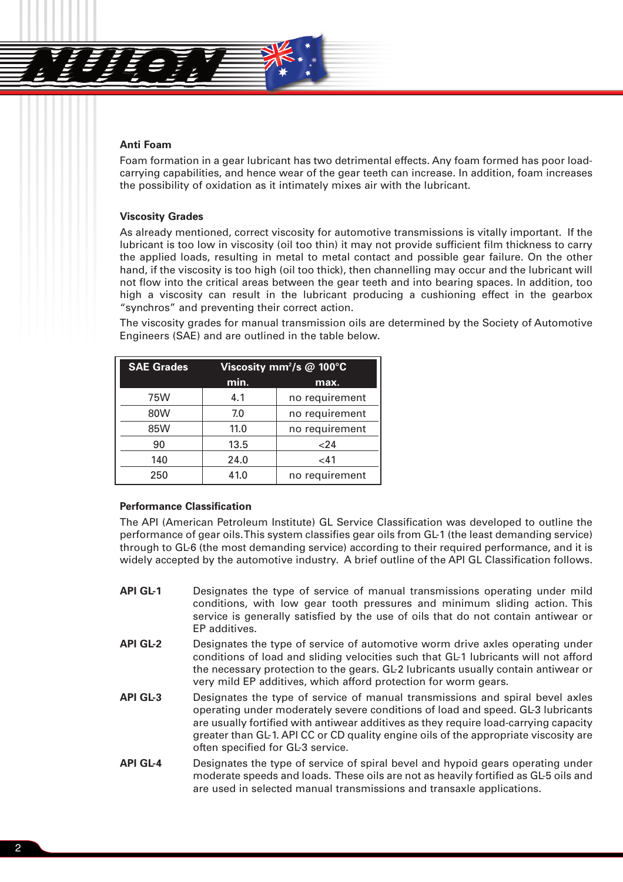### Anti Foam

Foam formation in a gear lubricant has two detrimental effects. Any foam formed has poor load-carrying capabilities, and hence wear of the gear teeth can increase. In addition, foam increases the possibility of oxidation as it intimately mixes air with the lubricant.

### Viscosity Grades

As already mentioned, correct viscosity for automotive transmissions is vitally important. If the lubricant is too low in viscosity (oil too thin) it may not provide sufficient film thickness to carry the applied loads, resulting in metal to metal contact and possible gear failure. On the other hand, if the viscosity is too high (oil too thick), then channelling may occur and the lubricant will not flow into the critical areas between the gear teeth and into bearing spaces. In addition, too high a viscosity can result in the lubricant producing a cushioning effect in the gearbox "synchros" and preventing their correct action.

The viscosity grades for manual transmission oils are determined by the Society of Automotive Engineers (SAE) and are outlined in the table below.

| SAE Grades | Viscosity $mm^2/s$ @ 100°C | |
|---|---|---|
| | min. | max. |
| 75W | 4.1 | no requirement |
| 80W | 7.0 | no requirement |
| 85W | 11.0 | no requirement |
| 90 | 13.5 | <24 |
| 140 | 24.0 | <41 |
| 250 | 41.0 | no requirement |

### Performance Classification

The API (American Petroleum Institute) GL Service Classification was developed to outline the performance of gear oils. This system classifies gear oils from GL-1 (the least demanding service) through to GL-6 (the most demanding service) according to their required performance, and it is widely accepted by the automotive industry. A brief outline of the API GL Classification follows.

**API GL-1** Designates the type of service of manual transmissions operating under mild conditions, with low gear tooth pressures and minimum sliding action. This service is generally satisfied by the use of oils that do not contain antiwear or EP additives.

**API GL-2** Designates the type of service of automotive worm drive axles operating under conditions of load and sliding velocities such that GL-1 lubricants will not afford the necessary protection to the gears. GL-2 lubricants usually contain antiwear or very mild EP additives, which afford protection for worm gears.

**API GL-3** Designates the type of service of manual transmissions and spiral bevel axles operating under moderately severe conditions of load and speed. GL-3 lubricants are usually fortified with antiwear additives as they require load-carrying capacity greater than GL-1. API CC or CD quality engine oils of the appropriate viscosity are often specified for GL-3 service.

**API GL-4** Designates the type of service of spiral bevel and hypoid gears operating under moderate speeds and loads. These oils are not as heavily fortified as GL-5 oils and are used in selected manual transmissions and transaxle applications.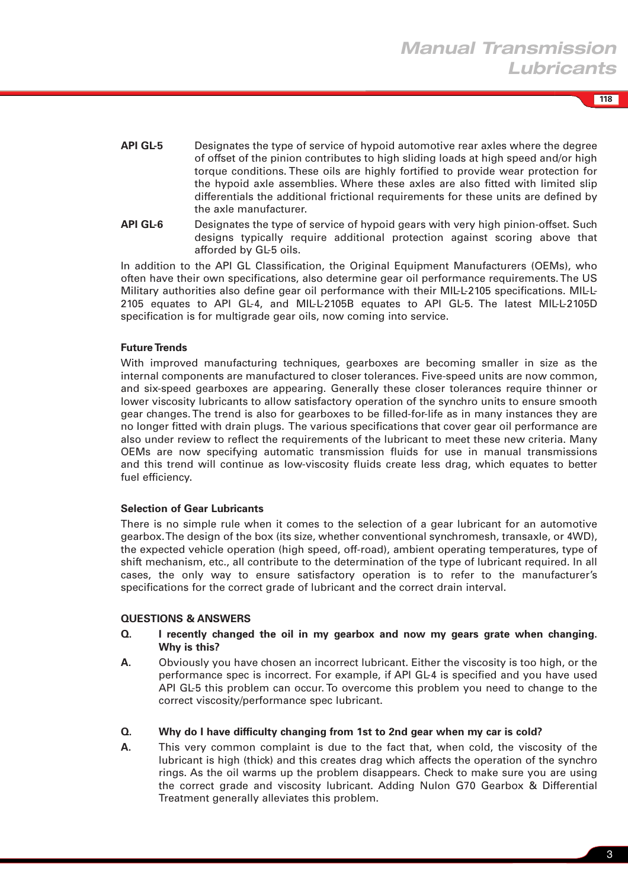**API GL-5** Designates the type of service of hypoid automotive rear axles where the degree of offset of the pinion contributes to high sliding loads at high speed and/or high torque conditions. These oils are highly fortified to provide wear protection for the hypoid axle assemblies. Where these axles are also fitted with limited slip differentials the additional frictional requirements for these units are defined by the axle manufacturer.

**API GL-6** Designates the type of service of hypoid gears with very high pinion-offset. Such designs typically require additional protection against scoring above that afforded by GL-5 oils.

In addition to the API GL Classification, the Original Equipment Manufacturers (OEMs), who often have their own specifications, also determine gear oil performance requirements. The US Military authorities also define gear oil performance with their MIL-L-2105 specifications. MIL-L-2105 equates to API GL-4, and MIL-L-2105B equates to API GL-5. The latest MIL-L-2105D specification is for multigrade gear oils, now coming into service.

### Future Trends

With improved manufacturing techniques, gearboxes are becoming smaller in size as the internal components are manufactured to closer tolerances. Five-speed units are now common, and six-speed gearboxes are appearing. Generally these closer tolerances require thinner or lower viscosity lubricants to allow satisfactory operation of the synchro units to ensure smooth gear changes. The trend is also for gearboxes to be filled-for-life as in many instances they are no longer fitted with drain plugs. The various specifications that cover gear oil performance are also under review to reflect the requirements of the lubricant to meet these new criteria. Many OEMs are now specifying automatic transmission fluids for use in manual transmissions and this trend will continue as low-viscosity fluids create less drag, which equates to better fuel efficiency.

### Selection of Gear Lubricants

There is no simple rule when it comes to the selection of a gear lubricant for an automotive gearbox. The design of the box (its size, whether conventional synchromesh, transaxle, or 4WD), the expected vehicle operation (high speed, off-road), ambient operating temperatures, type of shift mechanism, etc., all contribute to the determination of the type of lubricant required. In all cases, the only way to ensure satisfactory operation is to refer to the manufacturer's specifications for the correct grade of lubricant and the correct drain interval.

### QUESTIONS & ANSWERS

**Q. I recently changed the oil in my gearbox and now my gears grate when changing. Why is this?**

**A.** Obviously you have chosen an incorrect lubricant. Either the viscosity is too high, or the performance spec is incorrect. For example, if API GL-4 is specified and you have used API GL-5 this problem can occur. To overcome this problem you need to change to the correct viscosity/performance spec lubricant.

**Q. Why do I have difficulty changing from 1st to 2nd gear when my car is cold?**

**A.** This very common complaint is due to the fact that, when cold, the viscosity of the lubricant is high (thick) and this creates drag which affects the operation of the synchro rings. As the oil warms up the problem disappears. Check to make sure you are using the correct grade and viscosity lubricant. Adding Nulon G70 Gearbox & Differential Treatment generally alleviates this problem.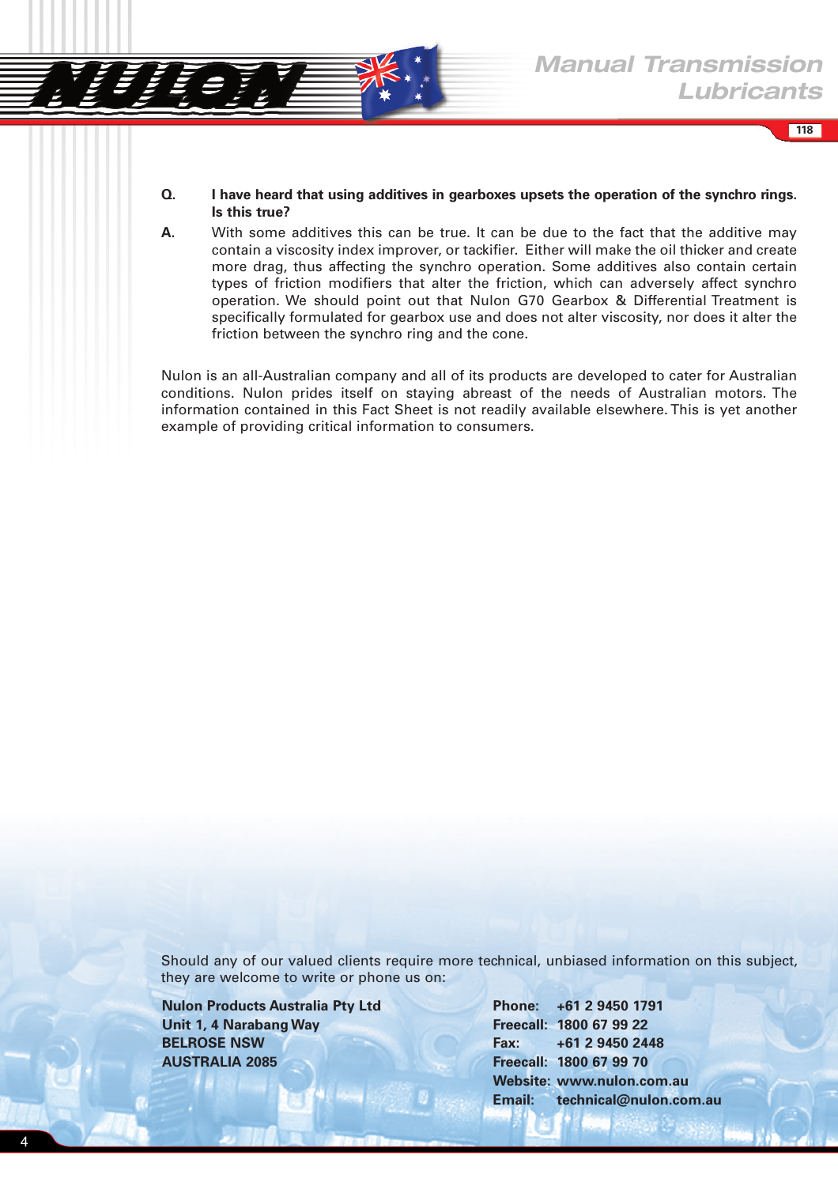**Q.** **I have heard that using additives in gearboxes upsets the operation of the synchro rings. Is this true?**

**A.** With some additives this can be true. It can be due to the fact that the additive may contain a viscosity index improver, or tackifier. Either will make the oil thicker and create more drag, thus affecting the synchro operation. Some additives also contain certain types of friction modifiers that alter the friction, which can adversely affect synchro operation. We should point out that Nulon G70 Gearbox & Differential Treatment is specifically formulated for gearbox use and does not alter viscosity, nor does it alter the friction between the synchro ring and the cone.

Nulon is an all-Australian company and all of its products are developed to cater for Australian conditions. Nulon prides itself on staying abreast of the needs of Australian motors. The information contained in this Fact Sheet is not readily available elsewhere. This is yet another example of providing critical information to consumers.

Should any of our valued clients require more technical, unbiased information on this subject, they are welcome to write or phone us on:

**Nulon Products Australia Pty Ltd**
**Unit 1, 4 Narabang Way**
**BELROSE NSW**
**AUSTRALIA 2085**

**Phone:** **+61 2 9450 1791**
**Freecall:** **1800 67 99 22**
**Fax:** **+61 2 9450 2448**
**Freecall:** **1800 67 99 70**
**Website:** **www.nulon.com.au**
**Email:** **technical@nulon.com.au**